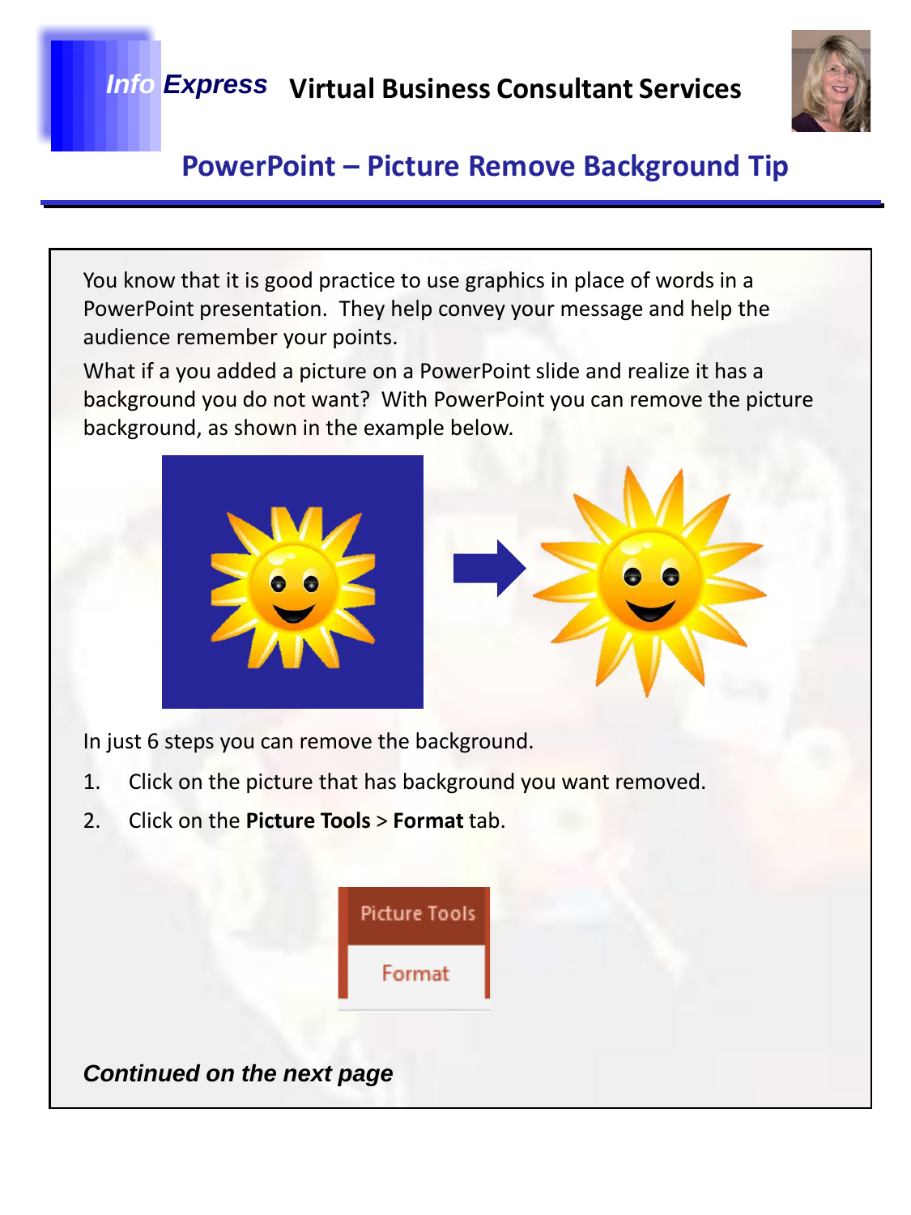Info Express **Virtual Business Consultant Services**

# PowerPoint – Picture Remove Background Tip

You know that it is good practice to use graphics in place of words in a PowerPoint presentation. They help convey your message and help the audience remember your points.

What if a you added a picture on a PowerPoint slide and realize it has a background you do not want? With PowerPoint you can remove the picture background, as shown in the example below.

In just 6 steps you can remove the background.

1. Click on the picture that has background you want removed.
2. Click on the **Picture Tools** > **Format** tab.

Picture Tools

Format

***Continued on the next page***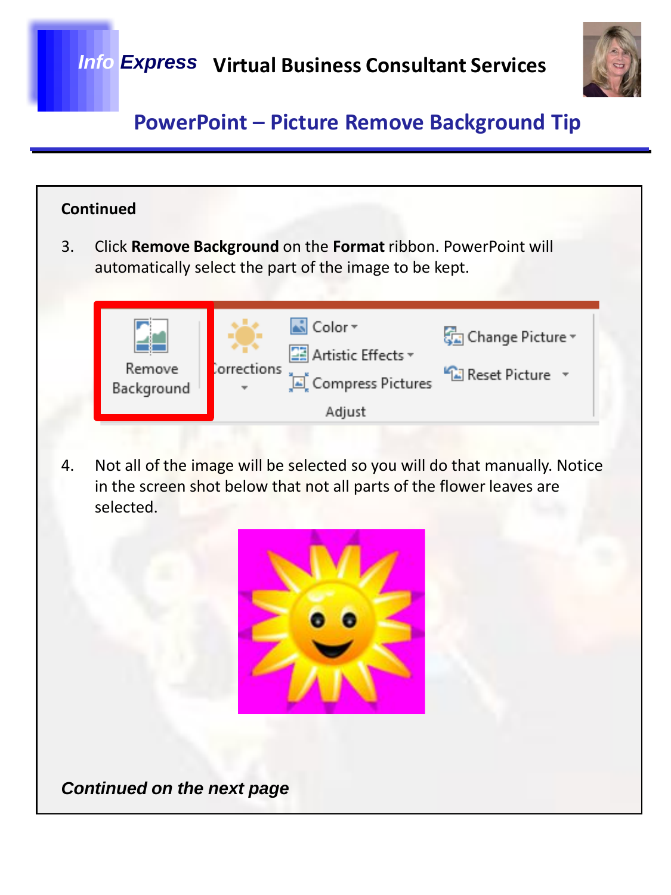**Continued**

3. Click **Remove Background** on the **Format** ribbon. PowerPoint will automatically select the part of the image to be kept.

4. Not all of the image will be selected so you will do that manually. Notice in the screen shot below that not all parts of the flower leaves are selected.

***Continued on the next page***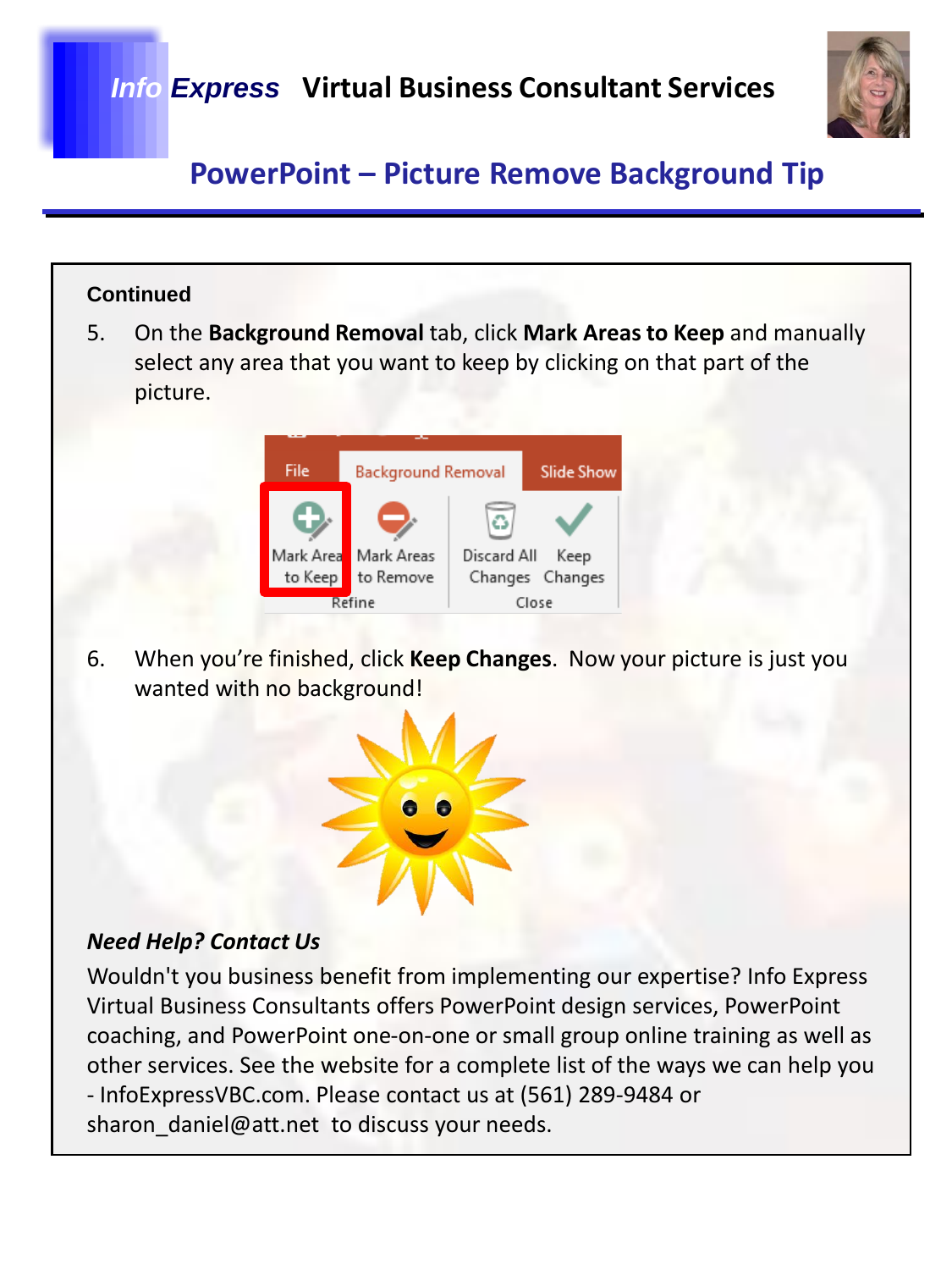# PowerPoint – Picture Remove Background Tip

**Continued**

5. On the **Background Removal** tab, click **Mark Areas to Keep** and manually select any area that you want to keep by clicking on that part of the picture.

6. When you're finished, click **Keep Changes**. Now your picture is just you wanted with no background!

***Need Help? Contact Us***

Wouldn't you business benefit from implementing our expertise? Info Express Virtual Business Consultants offers PowerPoint design services, PowerPoint coaching, and PowerPoint one-on-one or small group online training as well as other services. See the website for a complete list of the ways we can help you - InfoExpressVBC.com. Please contact us at (561) 289-9484 or sharon_daniel@att.net to discuss your needs.